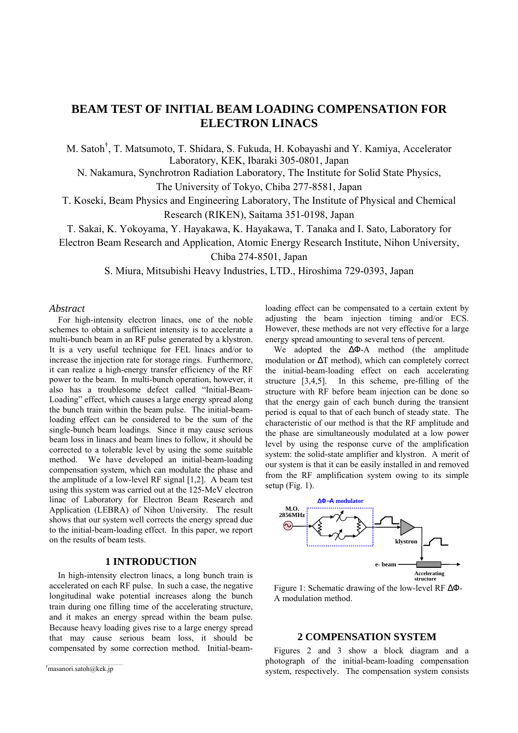# BEAM TEST OF INITIAL BEAM LOADING COMPENSATION FOR ELECTRON LINACS

M. Satoh[†], T. Matsumoto, T. Shidara, S. Fukuda, H. Kobayashi and Y. Kamiya, Accelerator Laboratory, KEK, Ibaraki 305-0801, Japan

N. Nakamura, Synchrotron Radiation Laboratory, The Institute for Solid State Physics, The University of Tokyo, Chiba 277-8581, Japan

T. Koseki, Beam Physics and Engineering Laboratory, The Institute of Physical and Chemical Research (RIKEN), Saitama 351-0198, Japan

T. Sakai, K. Yokoyama, Y. Hayakawa, K. Hayakawa, T. Tanaka and I. Sato, Laboratory for Electron Beam Research and Application, Atomic Energy Research Institute, Nihon University, Chiba 274-8501, Japan

S. Miura, Mitsubishi Heavy Industries, LTD., Hiroshima 729-0393, Japan

## *Abstract*

For high-intensity electron linacs, one of the noble schemes to obtain a sufficient intensity is to accelerate a multi-bunch beam in an RF pulse generated by a klystron. It is a very useful technique for FEL linacs and/or to increase the injection rate for storage rings. Furthermore, it can realize a high-energy transfer efficiency of the RF power to the beam. In multi-bunch operation, however, it also has a troublesome defect called "Initial-Beam-Loading" effect, which causes a large energy spread along the bunch train within the beam pulse. The initial-beam-loading effect can be considered to be the sum of the single-bunch beam loadings. Since it may cause serious beam loss in linacs and beam lines to follow, it should be corrected to a tolerable level by using the some suitable method. We have developed an initial-beam-loading compensation system, which can modulate the phase and the amplitude of a low-level RF signal [1,2]. A beam test using this system was carried out at the 125-MeV electron linac of Laboratory for Electron Beam Research and Application (LEBRA) of Nihon University. The result shows that our system well corrects the energy spread due to the initial-beam-loading effect. In this paper, we report on the results of beam tests.

## 1 INTRODUCTION

In high-intensity electron linacs, a long bunch train is accelerated on each RF pulse. In such a case, the negative longitudinal wake potential increases along the bunch train during one filling time of the accelerating structure, and it makes an energy spread within the beam pulse. Because heavy loading gives rise to a large energy spread that may cause serious beam loss, it should be compensated by some correction method. Initial-beam-loading effect can be compensated to a certain extent by adjusting the beam injection timing and/or ECS. However, these methods are not very effective for a large energy spread amounting to several tens of percent.

We adopted the ΔΦ-A method (the amplitude modulation or ΔT method), which can completely correct the initial-beam-loading effect on each accelerating structure [3,4,5]. In this scheme, pre-filling of the structure with RF before beam injection can be done so that the energy gain of each bunch during the transient period is equal to that of each bunch of steady state. The characteristic of our method is that the RF amplitude and the phase are simultaneously modulated at a low power level by using the response curve of the amplification system: the solid-state amplifier and klystron. A merit of our system is that it can be easily installed in and removed from the RF amplification system owing to its simple setup (Fig. 1).

Figure 1: Schematic drawing of the low-level RF ΔΦ-A modulation method.

## 2 COMPENSATION SYSTEM

Figures 2 and 3 show a block diagram and a photograph of the initial-beam-loading compensation system, respectively. The compensation system consists

[†]masanori.satoh@kek.jp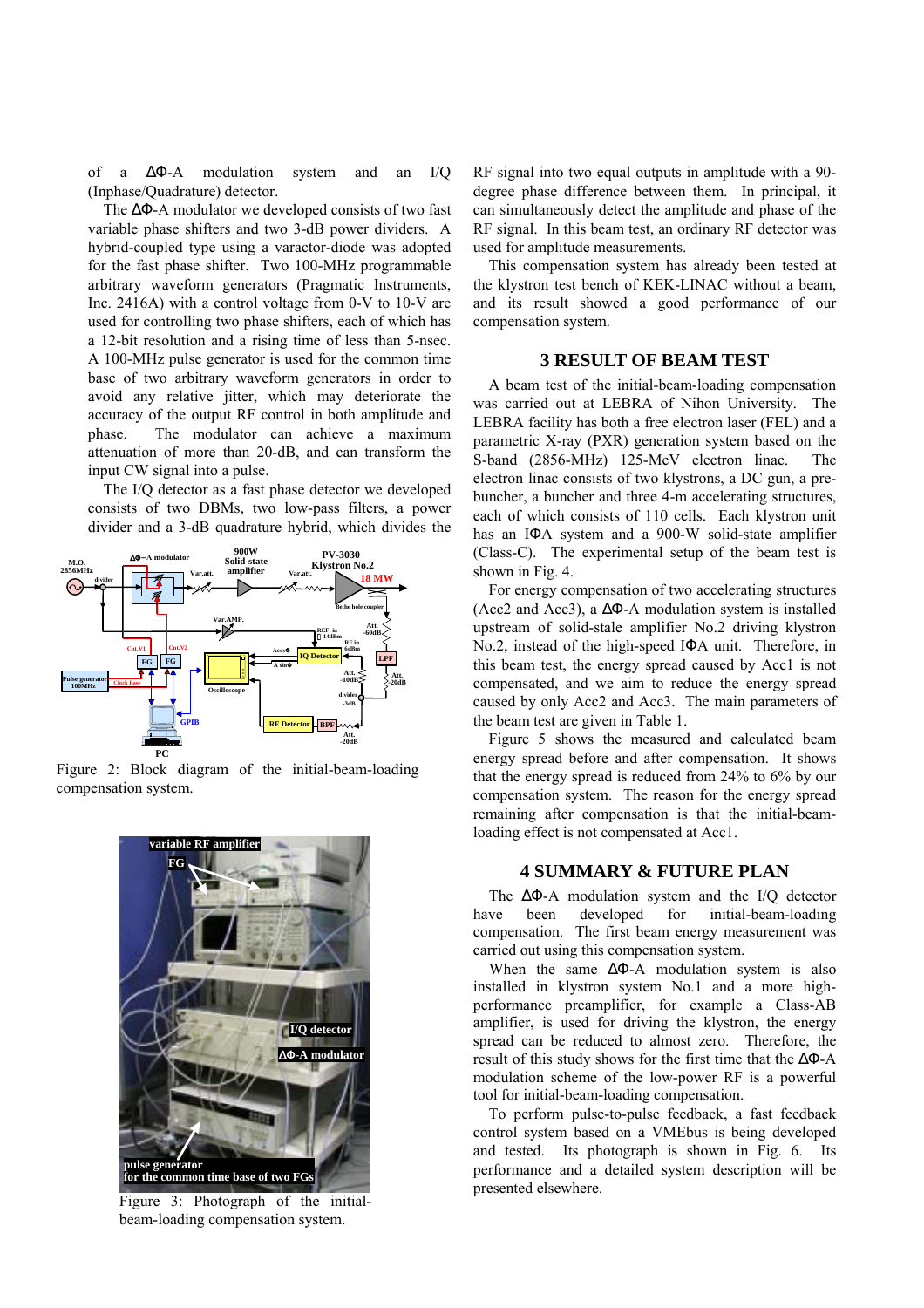of a ΔΦ-A modulation system and an I/Q (Inphase/Quadrature) detector.

The ΔΦ-A modulator we developed consists of two fast variable phase shifters and two 3-dB power dividers. A hybrid-coupled type using a varactor-diode was adopted for the fast phase shifter. Two 100-MHz programmable arbitrary waveform generators (Pragmatic Instruments, Inc. 2416A) with a control voltage from 0-V to 10-V are used for controlling two phase shifters, each of which has a 12-bit resolution and a rising time of less than 5-nsec. A 100-MHz pulse generator is used for the common time base of two arbitrary waveform generators in order to avoid any relative jitter, which may deteriorate the accuracy of the output RF control in both amplitude and phase. The modulator can achieve a maximum attenuation of more than 20-dB, and can transform the input CW signal into a pulse.

The I/Q detector as a fast phase detector we developed consists of two DBMs, two low-pass filters, a power divider and a 3-dB quadrature hybrid, which divides the RF signal into two equal outputs in amplitude with a 90-degree phase difference between them. In principal, it can simultaneously detect the amplitude and phase of the RF signal. In this beam test, an ordinary RF detector was used for amplitude measurements.

This compensation system has already been tested at the klystron test bench of KEK-LINAC without a beam, and its result showed a good performance of our compensation system.

Figure 2: Block diagram of the initial-beam-loading compensation system.

Figure 3: Photograph of the initial-beam-loading compensation system.

## 3 RESULT OF BEAM TEST

A beam test of the initial-beam-loading compensation was carried out at LEBRA of Nihon University. The LEBRA facility has both a free electron laser (FEL) and a parametric X-ray (PXR) generation system based on the S-band (2856-MHz) 125-MeV electron linac. The electron linac consists of two klystrons, a DC gun, a pre-buncher, a buncher and three 4-m accelerating structures, each of which consists of 110 cells. Each klystron unit has an IΦA system and a 900-W solid-state amplifier (Class-C). The experimental setup of the beam test is shown in Fig. 4.

For energy compensation of two accelerating structures (Acc2 and Acc3), a ΔΦ-A modulation system is installed upstream of solid-state amplifier No.2 driving klystron No.2, instead of the high-speed IΦA unit. Therefore, in this beam test, the energy spread caused by Acc1 is not compensated, and we aim to reduce the energy spread caused by only Acc2 and Acc3. The main parameters of the beam test are given in Table 1.

Figure 5 shows the measured and calculated beam energy spread before and after compensation. It shows that the energy spread is reduced from 24% to 6% by our compensation system. The reason for the energy spread remaining after compensation is that the initial-beam-loading effect is not compensated at Acc1.

## 4 SUMMARY & FUTURE PLAN

The ΔΦ-A modulation system and the I/Q detector have been developed for initial-beam-loading compensation. The first beam energy measurement was carried out using this compensation system.

When the same ΔΦ-A modulation system is also installed in klystron system No.1 and a more high-performance preamplifier, for example a Class-AB amplifier, is used for driving the klystron, the energy spread can be reduced to almost zero. Therefore, the result of this study shows for the first time that the ΔΦ-A modulation scheme of the low-power RF is a powerful tool for initial-beam-loading compensation.

To perform pulse-to-pulse feedback, a fast feedback control system based on a VMEbus is being developed and tested. Its photograph is shown in Fig. 6. Its performance and a detailed system description will be presented elsewhere.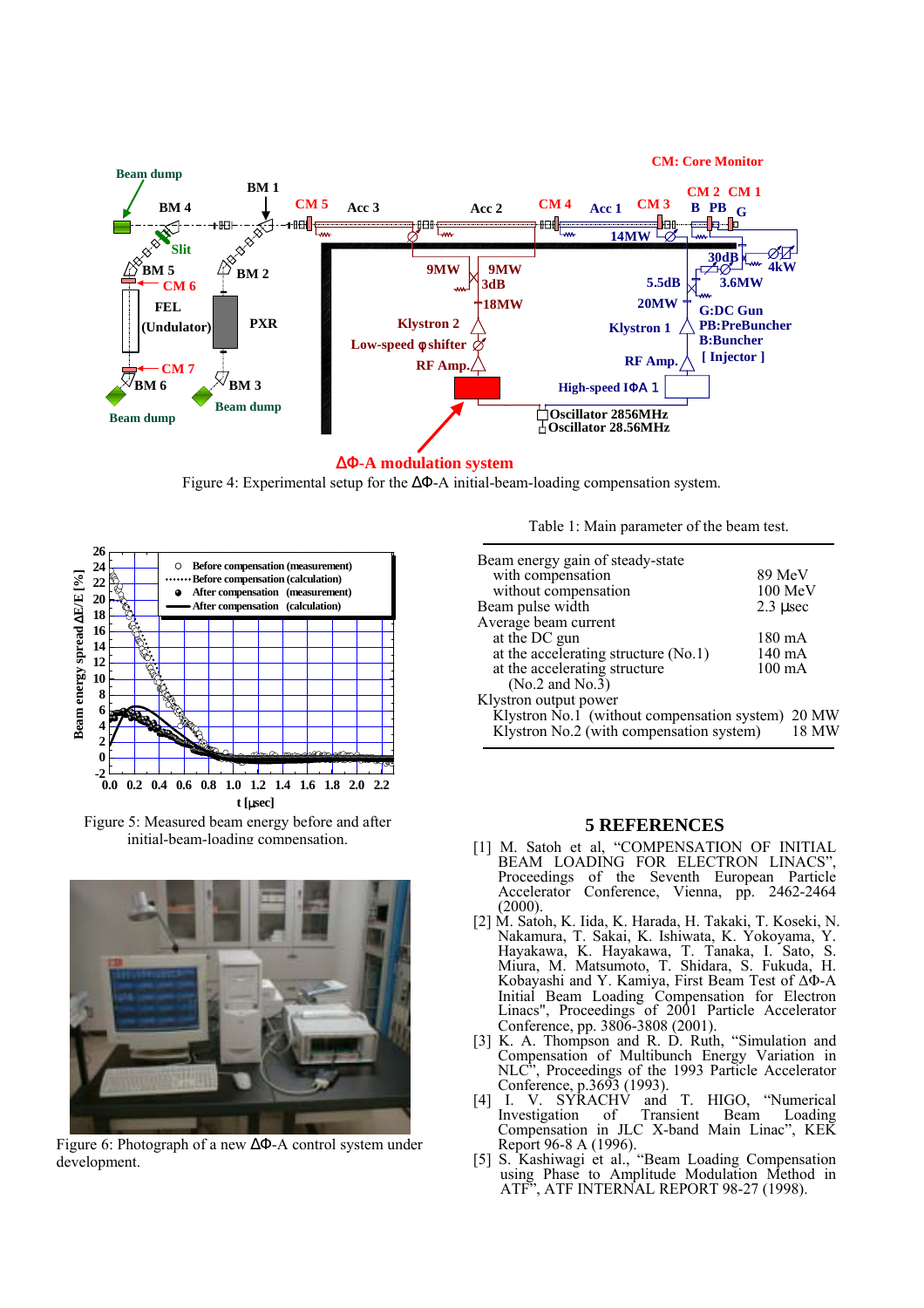CM: Core Monitor

Beam dump

BM 1

BM 4

CM 5

Acc 3

Acc 2

CM 4

Acc 1

CM 3

CM 2

CM 1

B

PB

G

14MW

Slit

30dB

4kW

BM 5

BM 2

9MW

9MW

3dB

5.5dB

3.6MW

CM 6

18MW

20MW

G:DC Gun

FEL

PXR

PB:PreBuncher

(Undulator)

Klystron 2

Klystron 1

B:Buncher

Low-speed φ shifter

[ Injector ]

RF Amp.

RF Amp.

CM 7

High-speed IΦA 1

BM 6

BM 3

Beam dump

Oscillator 2856MHz

Beam dump

Oscillator 28.56MHz

ΔΦ-A modulation system

Figure 4: Experimental setup for the ΔΦ-A initial-beam-loading compensation system.

Beam energy spread ΔE/E [%]

26 24 22 20 18 16 14 12 10 8 6 4 2 0 -2

Before compensation (measurement)

Before compensation (calculation)

After compensation (measurement)

After compensation (calculation)

0.0 0.2 0.4 0.6 0.8 1.0 1.2 1.4 1.6 1.8 2.0 2.2

t [μsec]

Figure 5: Measured beam energy before and after initial-beam-loading compensation.

Figure 6: Photograph of a new ΔΦ-A control system under development.

Table 1: Main parameter of the beam test.

| | |
|---|---|
| Beam energy gain of steady-state | |
| with compensation | 89 MeV |
| without compensation | 100 MeV |
| Beam pulse width | 2.3 μsec |
| Average beam current | |
| at the DC gun | 180 mA |
| at the accelerating structure (No.1) | 140 mA |
| at the accelerating structure (No.2 and No.3) | 100 mA |
| Klystron output power | |
| Klystron No.1 (without compensation system) | 20 MW |
| Klystron No.2 (with compensation system) | 18 MW |

## 5 REFERENCES

[1] M. Satoh et al, “COMPENSATION OF INITIAL BEAM LOADING FOR ELECTRON LINACS”, Proceedings of the Seventh European Particle Accelerator Conference, Vienna, pp. 2462-2464 (2000).

[2] M. Satoh, K. Iida, K. Harada, H. Takaki, T. Koseki, N. Nakamura, T. Sakai, K. Ishiwata, K. Yokoyama, Y. Hayakawa, K. Hayakawa, T. Tanaka, I. Sato, S. Miura, M. Matsumoto, T. Shidara, S. Fukuda, H. Kobayashi and Y. Kamiya, First Beam Test of ΔΦ-A Initial Beam Loading Compensation for Electron Linacs", Proceedings of 2001 Particle Accelerator Conference, pp. 3806-3808 (2001).

[3] K. A. Thompson and R. D. Ruth, “Simulation and Compensation of Multibunch Energy Variation in NLC”, Proceedings of the 1993 Particle Accelerator Conference, p.3693 (1993).

[4] I. V. SYRACHV and T. HIGO, “Numerical Investigation of Transient Beam Loading Compensation in JLC X-band Main Linac”, KEK Report 96-8 A (1996).

[5] S. Kashiwagi et al., “Beam Loading Compensation using Phase to Amplitude Modulation Method in ATF”, ATF INTERNAL REPORT 98-27 (1998).